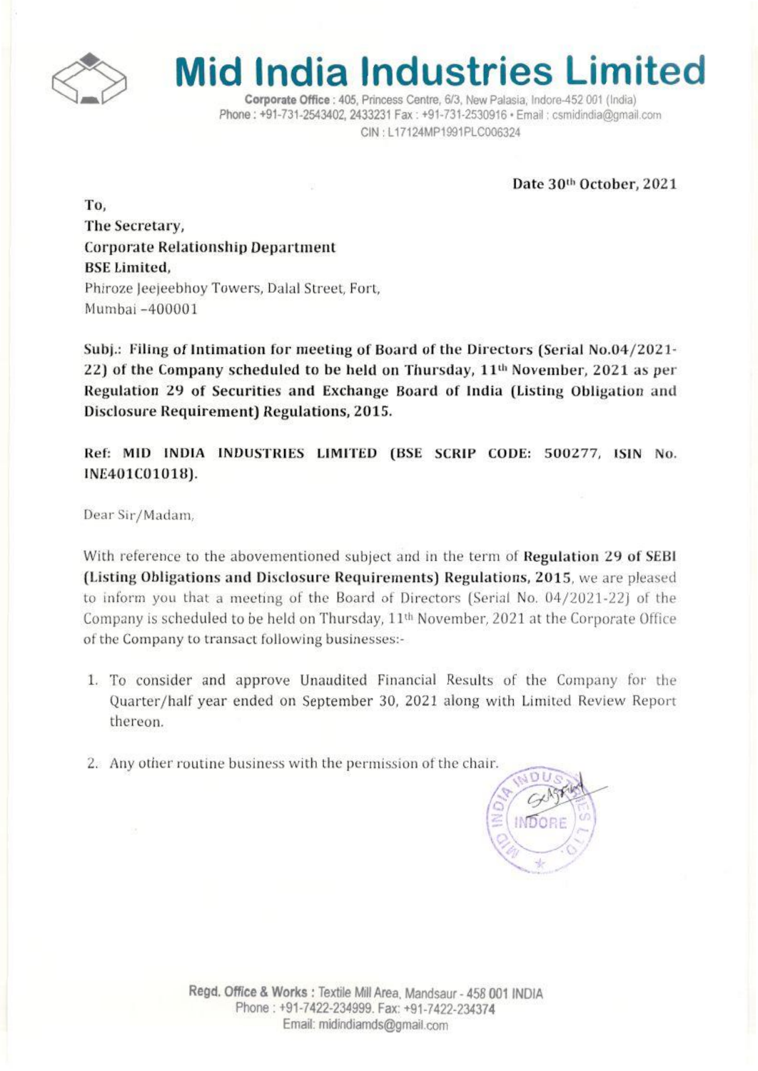# Mid India Industries Limited

**Corporate Office** : 405, Princess Centre, 6/3, New Palasia, Indore-452 001 (India)
Phone : +91-731-2543402, 2433231 Fax : +91-731-2530916 • Email : csmidindia@gmail.com
CIN : L17124MP1991PLC006324

**Date 30th October, 2021**

**To,**
**The Secretary,**
**Corporate Relationship Department**
**BSE Limited,**
Phiroze Jeejeebhoy Towers, Dalal Street, Fort,
Mumbai -400001

**Subj.: Filing of Intimation for meeting of Board of the Directors (Serial No.04/2021-22) of the Company scheduled to be held on Thursday, 11th November, 2021 as per Regulation 29 of Securities and Exchange Board of India (Listing Obligation and Disclosure Requirement) Regulations, 2015.**

**Ref: MID INDIA INDUSTRIES LIMITED (BSE SCRIP CODE: 500277, ISIN No. INE401C01018).**

Dear Sir/Madam,

With reference to the abovementioned subject and in the term of **Regulation 29 of SEBI (Listing Obligations and Disclosure Requirements) Regulations, 2015**, we are pleased to inform you that a meeting of the Board of Directors (Serial No. 04/2021-22) of the Company is scheduled to be held on Thursday, 11th November, 2021 at the Corporate Office of the Company to transact following businesses:-

1. To consider and approve Unaudited Financial Results of the Company for the Quarter/half year ended on September 30, 2021 along with Limited Review Report thereon.
2. Any other routine business with the permission of the chair.

**Regd. Office & Works** : Textile Mill Area, Mandsaur - 458 001 INDIA
Phone : +91-7422-234999. Fax: +91-7422-234374
Email: midindiamds@gmail.com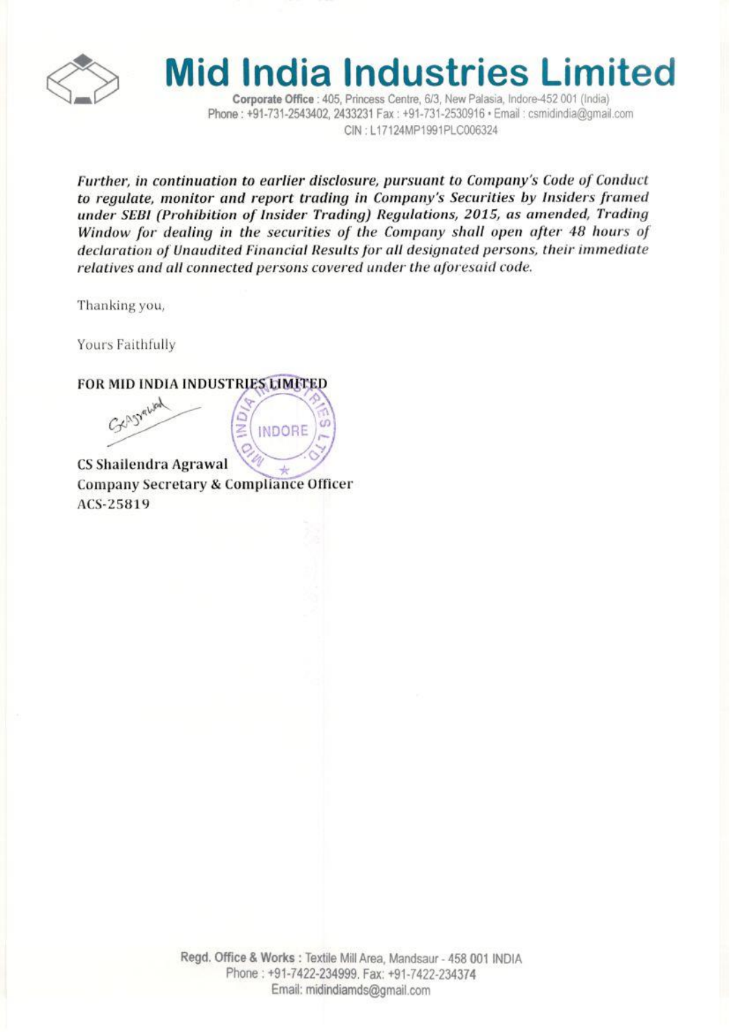*Further, in continuation to earlier disclosure, pursuant to Company's Code of Conduct to regulate, monitor and report trading in Company's Securities by Insiders framed under SEBI (Prohibition of Insider Trading) Regulations, 2015, as amended, Trading Window for dealing in the securities of the Company shall open after 48 hours of declaration of Unaudited Financial Results for all designated persons, their immediate relatives and all connected persons covered under the aforesaid code.*

Thanking you,

Yours Faithfully

**FOR MID INDIA INDUSTRIES LIMITED**

**CS Shailendra Agrawal**
Company Secretary & Compliance Officer
ACS-25819